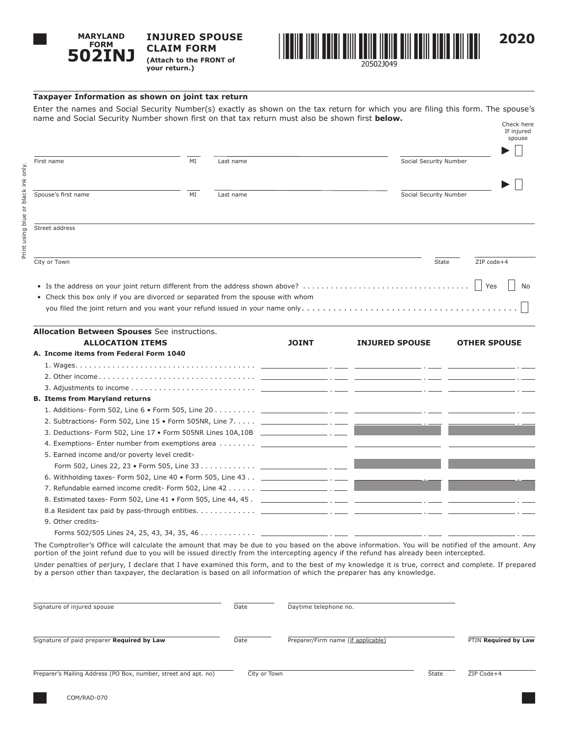# MARYLAND FORM 502INJ

## INJURED SPOUSE CLAIM FORM

**(Attach to the FRONT of your return.)**

20502J049

**2020**

Print using blue or black ink only.

### Taxpayer Information as shown on joint tax return

Enter the names and Social Security Number(s) exactly as shown on the tax return for which you are filing this form. The spouse's name and Social Security Number shown first on that tax return must also be shown first **below.**

| First name | MI | Last name | Social Security Number | Check here If injured spouse ☐ |
|---|---|---|---|---|
| Spouse's first name | MI | Last name | Social Security Number | ☐ |

Street address

City or Town | State | ZIP code+4

- Is the address on your joint return different from the address shown above? ☐ Yes ☐ No
- Check this box only if you are divorced or separated from the spouse with whom you filed the joint return and you want your refund issued in your name only ☐

### Allocation Between Spouses See instructions.

| ALLOCATION ITEMS | JOINT | INJURED SPOUSE | OTHER SPOUSE |
|---|---|---|---|
| **A. Income items from Federal Form 1040** | | | |
| 1. Wages | | | |
| 2. Other income | | | |
| 3. Adjustments to income | | | |
| **B. Items from Maryland returns** | | | |
| 1. Additions- Form 502, Line 6 • Form 505, Line 20 | | | |
| 2. Subtractions- Form 502, Line 15 • Form 505NR, Line 7 | | | |
| 3. Deductions- Form 502, Line 17 • Form 505NR Lines 10A,10B | | | |
| 4. Exemptions- Enter number from exemptions area | | | |
| 5. Earned income and/or poverty level credit- Form 502, Lines 22, 23 • Form 505, Line 33 | | | |
| 6. Withholding taxes- Form 502, Line 40 • Form 505, Line 43 | | | |
| 7. Refundable earned income credit- Form 502, Line 42 | | | |
| 8. Estimated taxes- Form 502, Line 41 • Form 505, Line 44, 45 | | | |
| 8.a Resident tax paid by pass-through entities | | | |
| 9. Other credits- Forms 502/505 Lines 24, 25, 43, 34, 35, 46 | | | |

The Comptroller's Office will calculate the amount that may be due to you based on the above information. You will be notified of the amount. Any portion of the joint refund due to you will be issued directly from the intercepting agency if the refund has already been intercepted.

Under penalties of perjury, I declare that I have examined this form, and to the best of my knowledge it is true, correct and complete. If prepared by a person other than taxpayer, the declaration is based on all information of which the preparer has any knowledge.

Signature of injured spouse | Date | Daytime telephone no.

Signature of paid preparer **Required by Law** | Date | Preparer/Firm name (if applicable) | PTIN **Required by Law**

Preparer's Mailing Address (PO Box, number, street and apt. no) | City or Town | State | ZIP Code+4

COM/RAD-070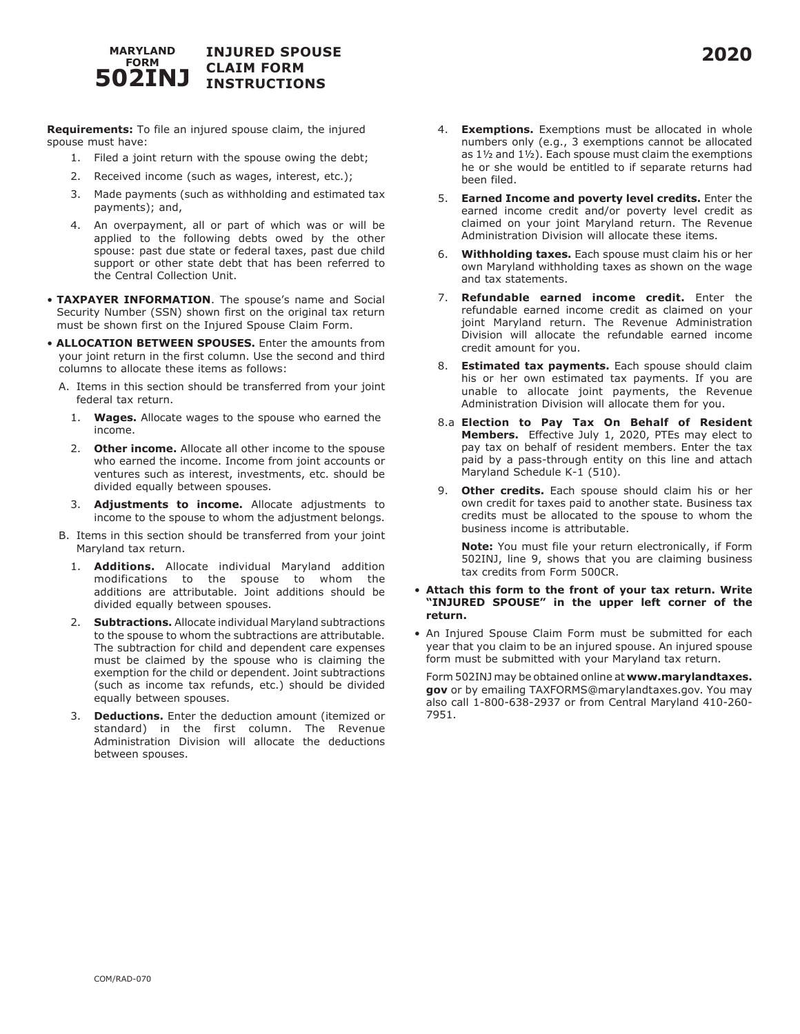# MARYLAND FORM 502INJ — INJURED SPOUSE CLAIM FORM INSTRUCTIONS

**2020**

**Requirements:** To file an injured spouse claim, the injured spouse must have:

1. Filed a joint return with the spouse owing the debt;
2. Received income (such as wages, interest, etc.);
3. Made payments (such as withholding and estimated tax payments); and,
4. An overpayment, all or part of which was or will be applied to the following debts owed by the other spouse: past due state or federal taxes, past due child support or other state debt that has been referred to the Central Collection Unit.

- **TAXPAYER INFORMATION**. The spouse's name and Social Security Number (SSN) shown first on the original tax return must be shown first on the Injured Spouse Claim Form.
- **ALLOCATION BETWEEN SPOUSES.** Enter the amounts from your joint return in the first column. Use the second and third columns to allocate these items as follows:

A. Items in this section should be transferred from your joint federal tax return.

1. **Wages.** Allocate wages to the spouse who earned the income.
2. **Other income.** Allocate all other income to the spouse who earned the income. Income from joint accounts or ventures such as interest, investments, etc. should be divided equally between spouses.
3. **Adjustments to income.** Allocate adjustments to income to the spouse to whom the adjustment belongs.

B. Items in this section should be transferred from your joint Maryland tax return.

1. **Additions.** Allocate individual Maryland addition modifications to the spouse to whom the additions are attributable. Joint additions should be divided equally between spouses.
2. **Subtractions.** Allocate individual Maryland subtractions to the spouse to whom the subtractions are attributable. The subtraction for child and dependent care expenses must be claimed by the spouse who is claiming the exemption for the child or dependent. Joint subtractions (such as income tax refunds, etc.) should be divided equally between spouses.
3. **Deductions.** Enter the deduction amount (itemized or standard) in the first column. The Revenue Administration Division will allocate the deductions between spouses.
4. **Exemptions.** Exemptions must be allocated in whole numbers only (e.g., 3 exemptions cannot be allocated as 1½ and 1½). Each spouse must claim the exemptions he or she would be entitled to if separate returns had been filed.
5. **Earned Income and poverty level credits.** Enter the earned income credit and/or poverty level credit as claimed on your joint Maryland return. The Revenue Administration Division will allocate these items.
6. **Withholding taxes.** Each spouse must claim his or her own Maryland withholding taxes as shown on the wage and tax statements.
7. **Refundable earned income credit.** Enter the refundable earned income credit as claimed on your joint Maryland return. The Revenue Administration Division will allocate the refundable earned income credit amount for you.
8. **Estimated tax payments.** Each spouse should claim his or her own estimated tax payments. If you are unable to allocate joint payments, the Revenue Administration Division will allocate them for you.

8.a **Election to Pay Tax On Behalf of Resident Members.** Effective July 1, 2020, PTEs may elect to pay tax on behalf of resident members. Enter the tax paid by a pass-through entity on this line and attach Maryland Schedule K-1 (510).

9. **Other credits.** Each spouse should claim his or her own credit for taxes paid to another state. Business tax credits must be allocated to the spouse to whom the business income is attributable.

   **Note:** You must file your return electronically, if Form 502INJ, line 9, shows that you are claiming business tax credits from Form 500CR.

- **Attach this form to the front of your tax return. Write "INJURED SPOUSE" in the upper left corner of the return.**
- An Injured Spouse Claim Form must be submitted for each year that you claim to be an injured spouse. An injured spouse form must be submitted with your Maryland tax return.

  Form 502INJ may be obtained online at **www.marylandtaxes.gov** or by emailing TAXFORMS@marylandtaxes.gov. You may also call 1-800-638-2937 or from Central Maryland 410-260-7951.

COM/RAD-070